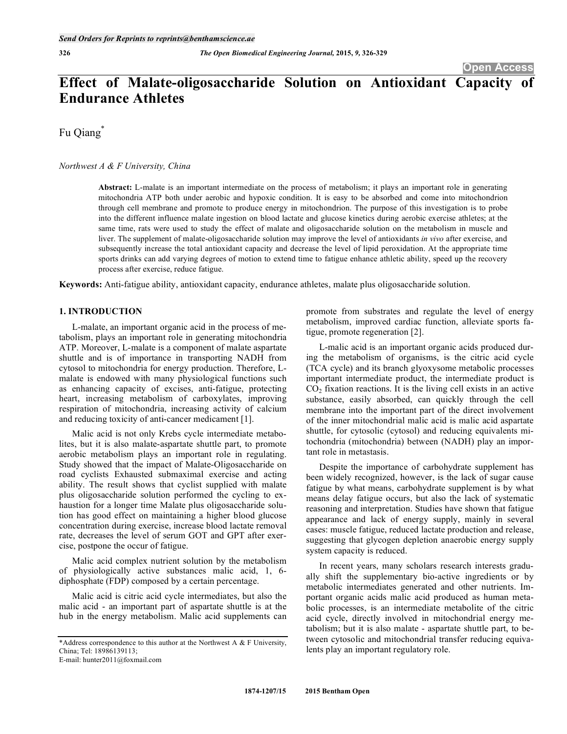Open Access

# Effect of Malate-oligosaccharide Solution on Antioxidant Capacity of Endurance Athletes

Fu Qiang*

*Northwest A & F University, China*

**Abstract:** L-malate is an important intermediate on the process of metabolism; it plays an important role in generating mitochondria ATP both under aerobic and hypoxic condition. It is easy to be absorbed and come into mitochondrion through cell membrane and promote to produce energy in mitochondrion. The purpose of this investigation is to probe into the different influence malate ingestion on blood lactate and glucose kinetics during aerobic exercise athletes; at the same time, rats were used to study the effect of malate and oligosaccharide solution on the metabolism in muscle and liver. The supplement of malate-oligosaccharide solution may improve the level of antioxidants *in vivo* after exercise, and subsequently increase the total antioxidant capacity and decrease the level of lipid peroxidation. At the appropriate time sports drinks can add varying degrees of motion to extend time to fatigue enhance athletic ability, speed up the recovery process after exercise, reduce fatigue.

**Keywords:** Anti-fatigue ability, antioxidant capacity, endurance athletes, malate plus oligosaccharide solution.

## 1. INTRODUCTION

L-malate, an important organic acid in the process of metabolism, plays an important role in generating mitochondria ATP. Moreover, L-malate is a component of malate aspartate shuttle and is of importance in transporting NADH from cytosol to mitochondria for energy production. Therefore, L-malate is endowed with many physiological functions such as enhancing capacity of excises, anti-fatigue, protecting heart, increasing metabolism of carboxylates, improving respiration of mitochondria, increasing activity of calcium and reducing toxicity of anti-cancer medicament [1].

Malic acid is not only Krebs cycle intermediate metabolites, but it is also malate-aspartate shuttle part, to promote aerobic metabolism plays an important role in regulating. Study showed that the impact of Malate-Oligosaccharide on road cyclists Exhausted submaximal exercise and acting ability. The result shows that cyclist supplied with malate plus oligosaccharide solution performed the cycling to exhaustion for a longer time Malate plus oligosaccharide solution has good effect on maintaining a higher blood glucose concentration during exercise, increase blood lactate removal rate, decreases the level of serum GOT and GPT after exercise, postpone the occur of fatigue.

Malic acid complex nutrient solution by the metabolism of physiologically active substances malic acid, 1, 6-diphosphate (FDP) composed by a certain percentage.

Malic acid is citric acid cycle intermediates, but also the malic acid - an important part of aspartate shuttle is at the hub in the energy metabolism. Malic acid supplements can promote from substrates and regulate the level of energy metabolism, improved cardiac function, alleviate sports fatigue, promote regeneration [2].

L-malic acid is an important organic acids produced during the metabolism of organisms, is the citric acid cycle (TCA cycle) and its branch glyoxysome metabolic processes important intermediate product, the intermediate product is $CO_2$ fixation reactions. It is the living cell exists in an active substance, easily absorbed, can quickly through the cell membrane into the important part of the direct involvement of the inner mitochondrial malic acid is malic acid aspartate shuttle, for cytosolic (cytosol) and reducing equivalents mitochondria (mitochondria) between (NADH) play an important role in metastasis.

Despite the importance of carbohydrate supplement has been widely recognized, however, is the lack of sugar cause fatigue by what means, carbohydrate supplement is by what means delay fatigue occurs, but also the lack of systematic reasoning and interpretation. Studies have shown that fatigue appearance and lack of energy supply, mainly in several cases: muscle fatigue, reduced lactate production and release, suggesting that glycogen depletion anaerobic energy supply system capacity is reduced.

In recent years, many scholars research interests gradually shift the supplementary bio-active ingredients or by metabolic intermediates generated and other nutrients. Important organic acids malic acid produced as human metabolic processes, is an intermediate metabolite of the citric acid cycle, directly involved in mitochondrial energy metabolism; but it is also malate - aspartate shuttle part, to between cytosolic and mitochondrial transfer reducing equivalents play an important regulatory role.

*Address correspondence to this author at the Northwest A & F University, China; Tel: 18986139113;
E-mail: hunter2011@foxmail.com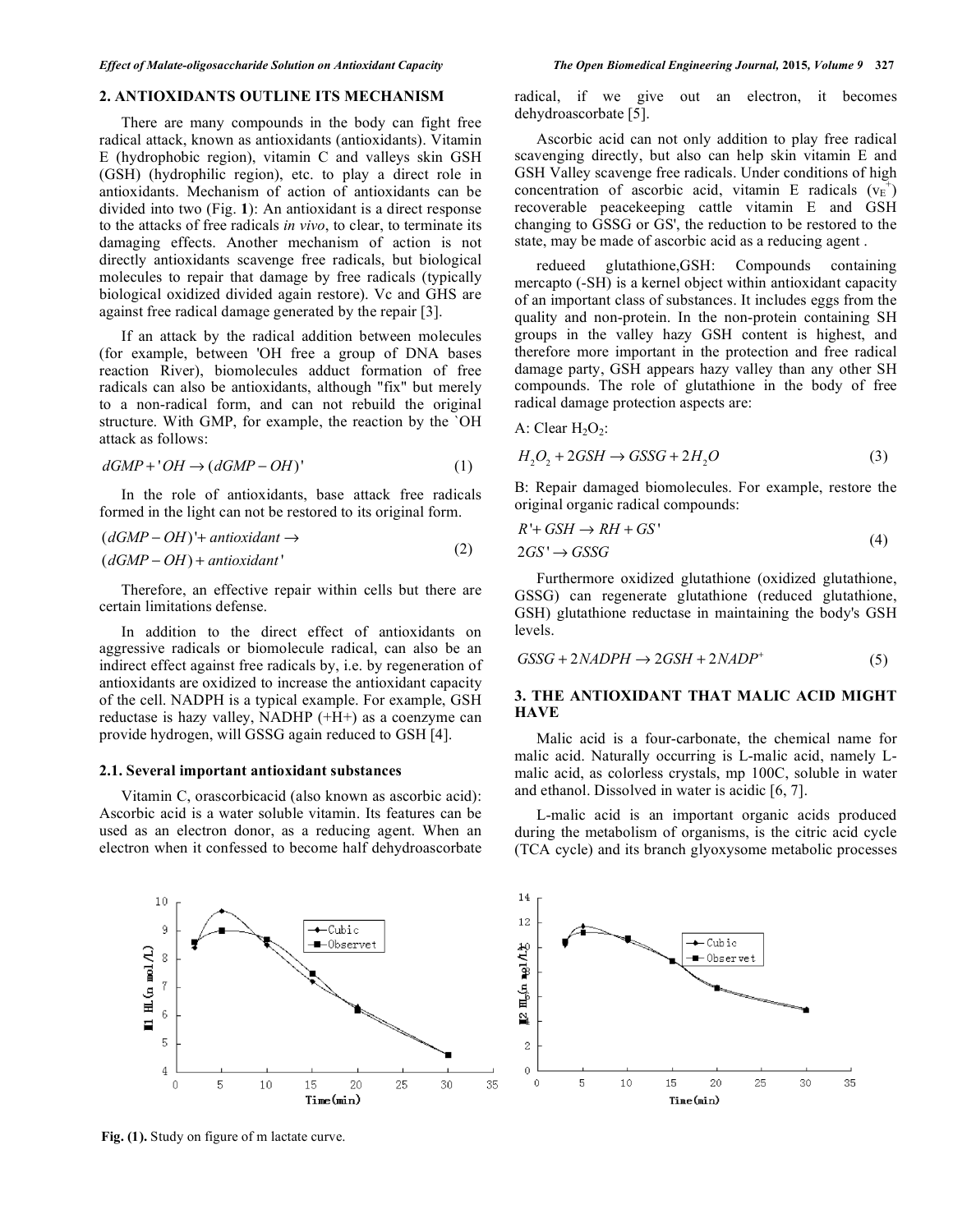## 2. ANTIOXIDANTS OUTLINE ITS MECHANISM

There are many compounds in the body can fight free radical attack, known as antioxidants (antioxidants). Vitamin E (hydrophobic region), vitamin C and valleys skin GSH (GSH) (hydrophilic region), etc. to play a direct role in antioxidants. Mechanism of action of antioxidants can be divided into two (Fig. **1**): An antioxidant is a direct response to the attacks of free radicals *in vivo*, to clear, to terminate its damaging effects. Another mechanism of action is not directly antioxidants scavenge free radicals, but biological molecules to repair that damage by free radicals (typically biological oxidized divided again restore). Vc and GHS are against free radical damage generated by the repair [3].

If an attack by the radical addition between molecules (for example, between 'OH free a group of DNA bases reaction River), biomolecules adduct formation of free radicals can also be antioxidants, although "fix" but merely to a non-radical form, and can not rebuild the original structure. With GMP, for example, the reaction by the `OH attack as follows:

$$dGMP + 'OH \rightarrow (dGMP - OH)' \tag{1}$$

In the role of antioxidants, base attack free radicals formed in the light can not be restored to its original form.

$$\begin{aligned} &(dGMP - OH)' + antioxidant \rightarrow \\ &(dGMP - OH) + antioxidant' \end{aligned} \tag{2}$$

Therefore, an effective repair within cells but there are certain limitations defense.

In addition to the direct effect of antioxidants on aggressive radicals or biomolecule radical, can also be an indirect effect against free radicals by, i.e. by regeneration of antioxidants are oxidized to increase the antioxidant capacity of the cell. NADPH is a typical example. For example, GSH reductase is hazy valley, NADHP (+H+) as a coenzyme can provide hydrogen, will GSSG again reduced to GSH [4].

### 2.1. Several important antioxidant substances

Vitamin C, orascorbicacid (also known as ascorbic acid): Ascorbic acid is a water soluble vitamin. Its features can be used as an electron donor, as a reducing agent. When an electron when it confessed to become half dehydroascorbate radical, if we give out an electron, it becomes dehydroascorbate [5].

Ascorbic acid can not only addition to play free radical scavenging directly, but also can help skin vitamin E and GSH Valley scavenge free radicals. Under conditions of high concentration of ascorbic acid, vitamin E radicals ($v_E^+$) recoverable peacekeeping cattle vitamin E and GSH changing to GSSG or GS', the reduction to be restored to the state, may be made of ascorbic acid as a reducing agent .

redueed glutathione,GSH: Compounds containing mercapto (-SH) is a kernel object within antioxidant capacity of an important class of substances. It includes eggs from the quality and non-protein. In the non-protein containing SH groups in the valley hazy GSH content is highest, and therefore more important in the protection and free radical damage party, GSH appears hazy valley than any other SH compounds. The role of glutathione in the body of free radical damage protection aspects are:

A: Clear $H_2O_2$:

$$H_2O_2 + 2GSH \rightarrow GSSG + 2H_2O \tag{3}$$

B: Repair damaged biomolecules. For example, restore the original organic radical compounds:

$$\begin{aligned} &R' + GSH \rightarrow RH + GS' \\ &2GS' \rightarrow GSSG \end{aligned} \tag{4}$$

Furthermore oxidized glutathione (oxidized glutathione, GSSG) can regenerate glutathione (reduced glutathione, GSH) glutathione reductase in maintaining the body's GSH levels.

$$GSSG + 2NADPH \rightarrow 2GSH + 2NADP^+ \tag{5}$$

## 3. THE ANTIOXIDANT THAT MALIC ACID MIGHT HAVE

Malic acid is a four-carbonate, the chemical name for malic acid. Naturally occurring is L-malic acid, namely L-malic acid, as colorless crystals, mp 100C, soluble in water and ethanol. Dissolved in water is acidic [6, 7].

L-malic acid is an important organic acids produced during the metabolism of organisms, is the citric acid cycle (TCA cycle) and its branch glyoxysome metabolic processes

**Fig. (1).** Study on figure of m lactate curve.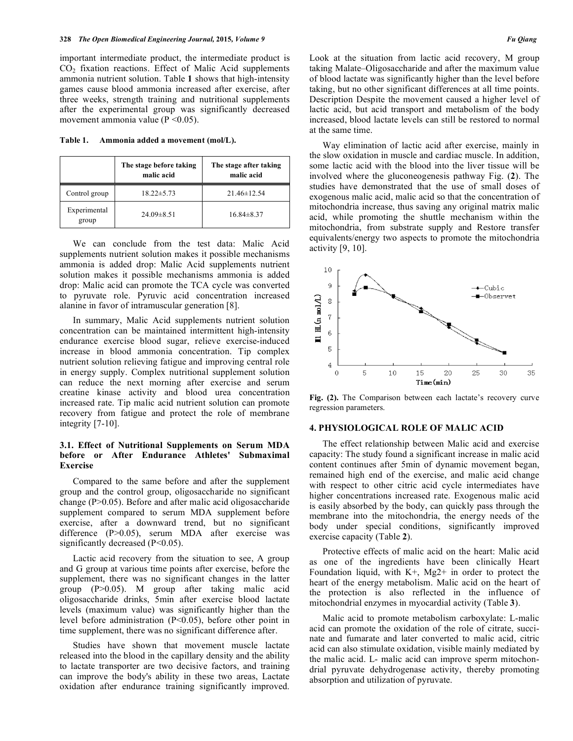important intermediate product, the intermediate product is $CO_2$ fixation reactions. Effect of Malic Acid supplements ammonia nutrient solution. Table **1** shows that high-intensity games cause blood ammonia increased after exercise, after three weeks, strength training and nutritional supplements after the experimental group was significantly decreased movement ammonia value ($P < 0.05$).

**Table 1. Ammonia added a movement (mol/L).**

| | The stage before taking malic acid | The stage after taking malic acid |
|---|---|---|
| Control group | 18.22±5.73 | 21.46±12.54 |
| Experimental group | 24.09±8.51 | 16.84±8.37 |

We can conclude from the test data: Malic Acid supplements nutrient solution makes it possible mechanisms ammonia is added drop: Malic Acid supplements nutrient solution makes it possible mechanisms ammonia is added drop: Malic acid can promote the TCA cycle was converted to pyruvate role. Pyruvic acid concentration increased alanine in favor of intramuscular generation [8].

In summary, Malic Acid supplements nutrient solution concentration can be maintained intermittent high-intensity endurance exercise blood sugar, relieve exercise-induced increase in blood ammonia concentration. Tip complex nutrient solution relieving fatigue and improving central role in energy supply. Complex nutritional supplement solution can reduce the next morning after exercise and serum creatine kinase activity and blood urea concentration increased rate. Tip malic acid nutrient solution can promote recovery from fatigue and protect the role of membrane integrity [7-10].

### 3.1. Effect of Nutritional Supplements on Serum MDA before or After Endurance Athletes' Submaximal Exercise

Compared to the same before and after the supplement group and the control group, oligosaccharide no significant change ($P>0.05$). Before and after malic acid oligosaccharide supplement compared to serum MDA supplement before exercise, after a downward trend, but no significant difference ($P>0.05$), serum MDA after exercise was significantly decreased ($P<0.05$).

Lactic acid recovery from the situation to see, A group and G group at various time points after exercise, before the supplement, there was no significant changes in the latter group ($P>0.05$). M group after taking malic acid oligosaccharide drinks, 5min after exercise blood lactate levels (maximum value) was significantly higher than the level before administration ($P<0.05$), before other point in time supplement, there was no significant difference after.

Studies have shown that movement muscle lactate released into the blood in the capillary density and the ability to lactate transporter are two decisive factors, and training can improve the body's ability in these two areas, Lactate oxidation after endurance training significantly improved. Look at the situation from lactic acid recovery, M group taking Malate–Oligosaccharide and after the maximum value of blood lactate was significantly higher than the level before taking, but no other significant differences at all time points. Description Despite the movement caused a higher level of lactic acid, but acid transport and metabolism of the body increased, blood lactate levels can still be restored to normal at the same time.

Way elimination of lactic acid after exercise, mainly in the slow oxidation in muscle and cardiac muscle. In addition, some lactic acid with the blood into the liver tissue will be involved where the gluconeogenesis pathway Fig. (**2**). The studies have demonstrated that the use of small doses of exogenous malic acid, malic acid so that the concentration of mitochondria increase, thus saving any original matrix malic acid, while promoting the shuttle mechanism within the mitochondria, from substrate supply and Restore transfer equivalents/energy two aspects to promote the mitochondria activity [9, 10].

**Fig. (2).** The Comparison between each lactate's recovery curve regression parameters.

## 4. PHYSIOLOGICAL ROLE OF MALIC ACID

The effect relationship between Malic acid and exercise capacity: The study found a significant increase in malic acid content continues after 5min of dynamic movement began, remained high end of the exercise, and malic acid change with respect to other citric acid cycle intermediates have higher concentrations increased rate. Exogenous malic acid is easily absorbed by the body, can quickly pass through the membrane into the mitochondria, the energy needs of the body under special conditions, significantly improved exercise capacity (Table **2**).

Protective effects of malic acid on the heart: Malic acid as one of the ingredients have been clinically Heart Foundation liquid, with $K^+$, $Mg^{2+}$ in order to protect the heart of the energy metabolism. Malic acid on the heart of the protection is also reflected in the influence of mitochondrial enzymes in myocardial activity (Table **3**).

Malic acid to promote metabolism carboxylate: L-malic acid can promote the oxidation of the role of citrate, succinate and fumarate and later converted to malic acid, citric acid can also stimulate oxidation, visible mainly mediated by the malic acid. L- malic acid can improve sperm mitochondrial pyruvate dehydrogenase activity, thereby promoting absorption and utilization of pyruvate.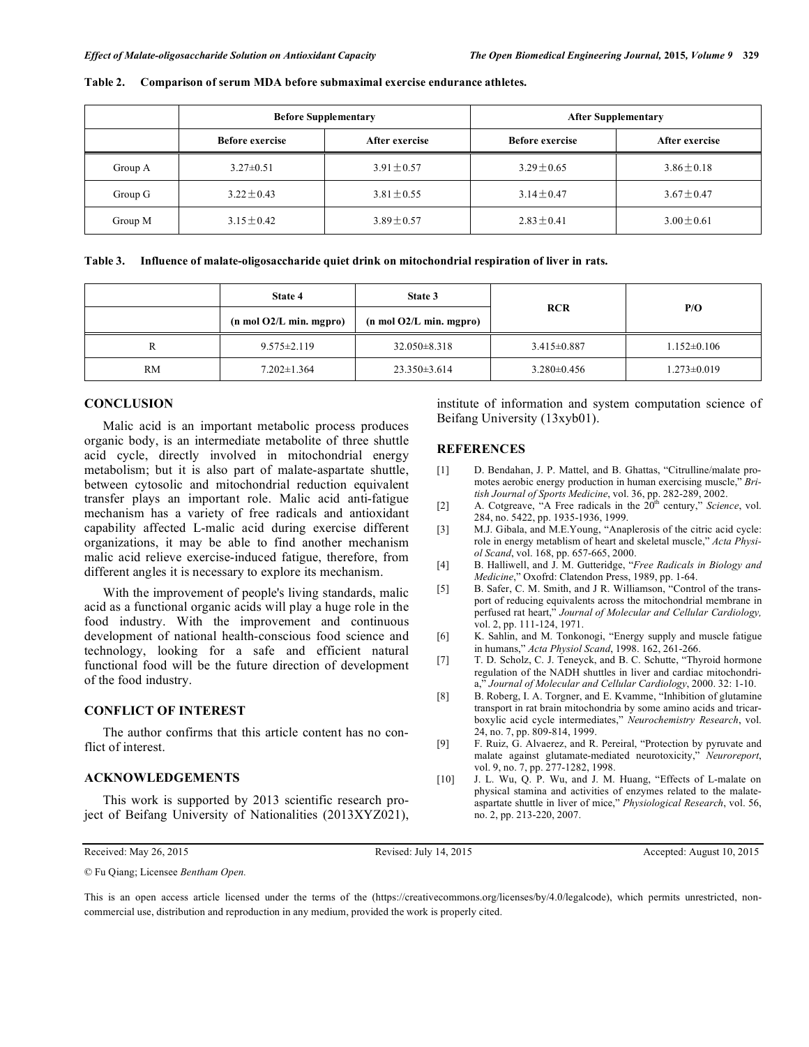**Table 2. Comparison of serum MDA before submaximal exercise endurance athletes.**

| | Before Supplementary | | After Supplementary | |
|---|---|---|---|---|
| | Before exercise | After exercise | Before exercise | After exercise |
| Group A | 3.27±0.51 | 3.91±0.57 | 3.29±0.65 | 3.86±0.18 |
| Group G | 3.22±0.43 | 3.81±0.55 | 3.14±0.47 | 3.67±0.47 |
| Group M | 3.15±0.42 | 3.89±0.57 | 2.83±0.41 | 3.00±0.61 |

**Table 3. Influence of malate-oligosaccharide quiet drink on mitochondrial respiration of liver in rats.**

| | State 4 (n mol O2/L min. mgpro) | State 3 (n mol O2/L min. mgpro) | RCR | P/O |
|---|---|---|---|---|
| R | 9.575±2.119 | 32.050±8.318 | 3.415±0.887 | 1.152±0.106 |
| RM | 7.202±1.364 | 23.350±3.614 | 3.280±0.456 | 1.273±0.019 |

## CONCLUSION

Malic acid is an important metabolic process produces organic body, is an intermediate metabolite of three shuttle acid cycle, directly involved in mitochondrial energy metabolism; but it is also part of malate-aspartate shuttle, between cytosolic and mitochondrial reduction equivalent transfer plays an important role. Malic acid anti-fatigue mechanism has a variety of free radicals and antioxidant capability affected L-malic acid during exercise different organizations, it may be able to find another mechanism malic acid relieve exercise-induced fatigue, therefore, from different angles it is necessary to explore its mechanism.

With the improvement of people's living standards, malic acid as a functional organic acids will play a huge role in the food industry. With the improvement and continuous development of national health-conscious food science and technology, looking for a safe and efficient natural functional food will be the future direction of development of the food industry.

## CONFLICT OF INTEREST

The author confirms that this article content has no conflict of interest.

## ACKNOWLEDGEMENTS

This work is supported by 2013 scientific research project of Beifang University of Nationalities (2013XYZ021), institute of information and system computation science of Beifang University (13xyb01).

## REFERENCES

[1] D. Bendahan, J. P. Mattel, and B. Ghattas, "Citrulline/malate promotes aerobic energy production in human exercising muscle," *British Journal of Sports Medicine*, vol. 36, pp. 282-289, 2002.

[2] A. Cotgreave, "A Free radicals in the 20th century," *Science*, vol. 284, no. 5422, pp. 1935-1936, 1999.

[3] M.J. Gibala, and M.E.Young, "Anaplerosis of the citric acid cycle: role in energy metablism of heart and skeletal muscle," *Acta Physiol Scand*, vol. 168, pp. 657-665, 2000.

[4] B. Halliwell, and J. M. Gutteridge, "*Free Radicals in Biology and Medicine*," Oxofrd: Clatendon Press, 1989, pp. 1-64.

[5] B. Safer, C. M. Smith, and J R. Williamson, "Control of the transport of reducing equivalents across the mitochondrial membrane in perfused rat heart," *Journal of Molecular and Cellular Cardiology,* vol. 2, pp. 111-124, 1971.

[6] K. Sahlin, and M. Tonkonogi, "Energy supply and muscle fatigue in humans," *Acta Physiol Scand*, 1998. 162, 261-266.

[7] T. D. Scholz, C. J. Teneyck, and B. C. Schutte, "Thyroid hormone regulation of the NADH shuttles in liver and cardiac mitochondria," *Journal of Molecular and Cellular Cardiology*, 2000. 32: 1-10.

[8] B. Roberg, I. A. Torgner, and E. Kvamme, "Inhibition of glutamine transport in rat brain mitochondria by some amino acids and tricarboxylic acid cycle intermediates," *Neurochemistry Research*, vol. 24, no. 7, pp. 809-814, 1999.

[9] F. Ruiz, G. Alvaerez, and R. Pereiral, "Protection by pyruvate and malate against glutamate-mediated neurotoxicity," *Neuroreport*, vol. 9, no. 7, pp. 277-1282, 1998.

[10] J. L. Wu, Q. P. Wu, and J. M. Huang, "Effects of L-malate on physical stamina and activities of enzymes related to the malate-aspartate shuttle in liver of mice," *Physiological Research*, vol. 56, no. 2, pp. 213-220, 2007.

Received: May 26, 2015 Revised: July 14, 2015 Accepted: August 10, 2015

© Fu Qiang; Licensee *Bentham Open.*

This is an open access article licensed under the terms of the (https://creativecommons.org/licenses/by/4.0/legalcode), which permits unrestricted, non-commercial use, distribution and reproduction in any medium, provided the work is properly cited.